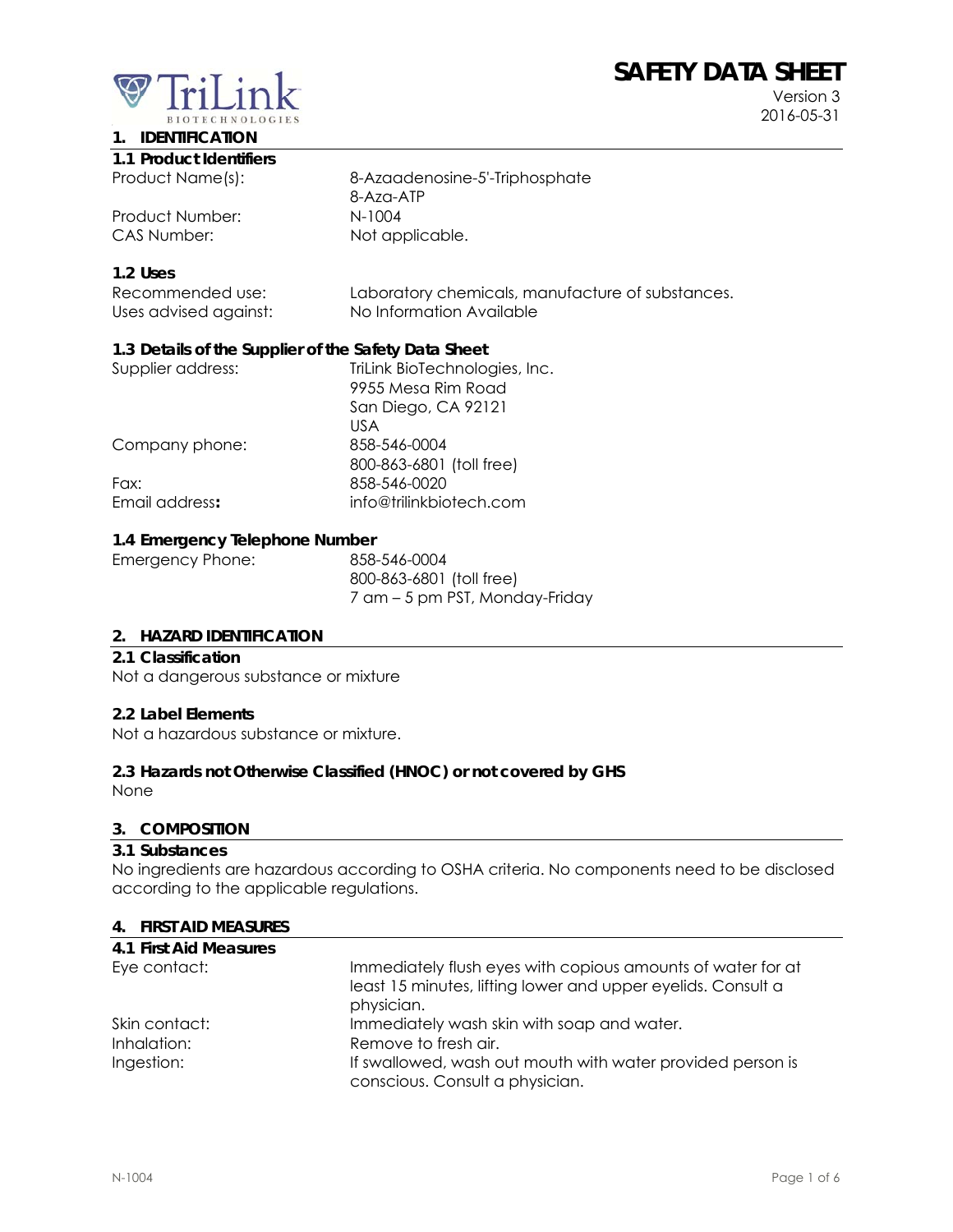TriLink BIOTECHNOLOGIES

# SAFETY DATA SHEET

Version 3
2016-05-31

## 1. IDENTIFICATION

### 1.1 Product Identifiers

| | |
|---|---|
| Product Name(s): | 8-Azaadenosine-5'-Triphosphate<br>8-Aza-ATP |
| Product Number: | N-1004 |
| CAS Number: | Not applicable. |

### 1.2 Uses

| | |
|---|---|
| Recommended use: | Laboratory chemicals, manufacture of substances. |
| Uses advised against: | No Information Available |

### 1.3 Details of the Supplier of the Safety Data Sheet

| | |
|---|---|
| Supplier address: | TriLink BioTechnologies, Inc.<br>9955 Mesa Rim Road<br>San Diego, CA 92121<br>USA |
| Company phone: | 858-546-0004<br>800-863-6801 (toll free) |
| Fax: | 858-546-0020 |
| Email address**:** | info@trilinkbiotech.com |

### 1.4 Emergency Telephone Number

| | |
|---|---|
| Emergency Phone: | 858-546-0004<br>800-863-6801 (toll free)<br>7 am – 5 pm PST, Monday-Friday |

## 2. HAZARD IDENTIFICATION

### 2.1 Classification

Not a dangerous substance or mixture

### 2.2 Label Elements

Not a hazardous substance or mixture.

### 2.3 Hazards not Otherwise Classified (HNOC) or not covered by GHS

None

## 3. COMPOSITION

### 3.1 Substances

No ingredients are hazardous according to OSHA criteria. No components need to be disclosed according to the applicable regulations.

## 4. FIRST AID MEASURES

### 4.1 First Aid Measures

| | |
|---|---|
| Eye contact: | Immediately flush eyes with copious amounts of water for at least 15 minutes, lifting lower and upper eyelids. Consult a physician. |
| Skin contact: | Immediately wash skin with soap and water. |
| Inhalation: | Remove to fresh air. |
| Ingestion: | If swallowed, wash out mouth with water provided person is conscious. Consult a physician. |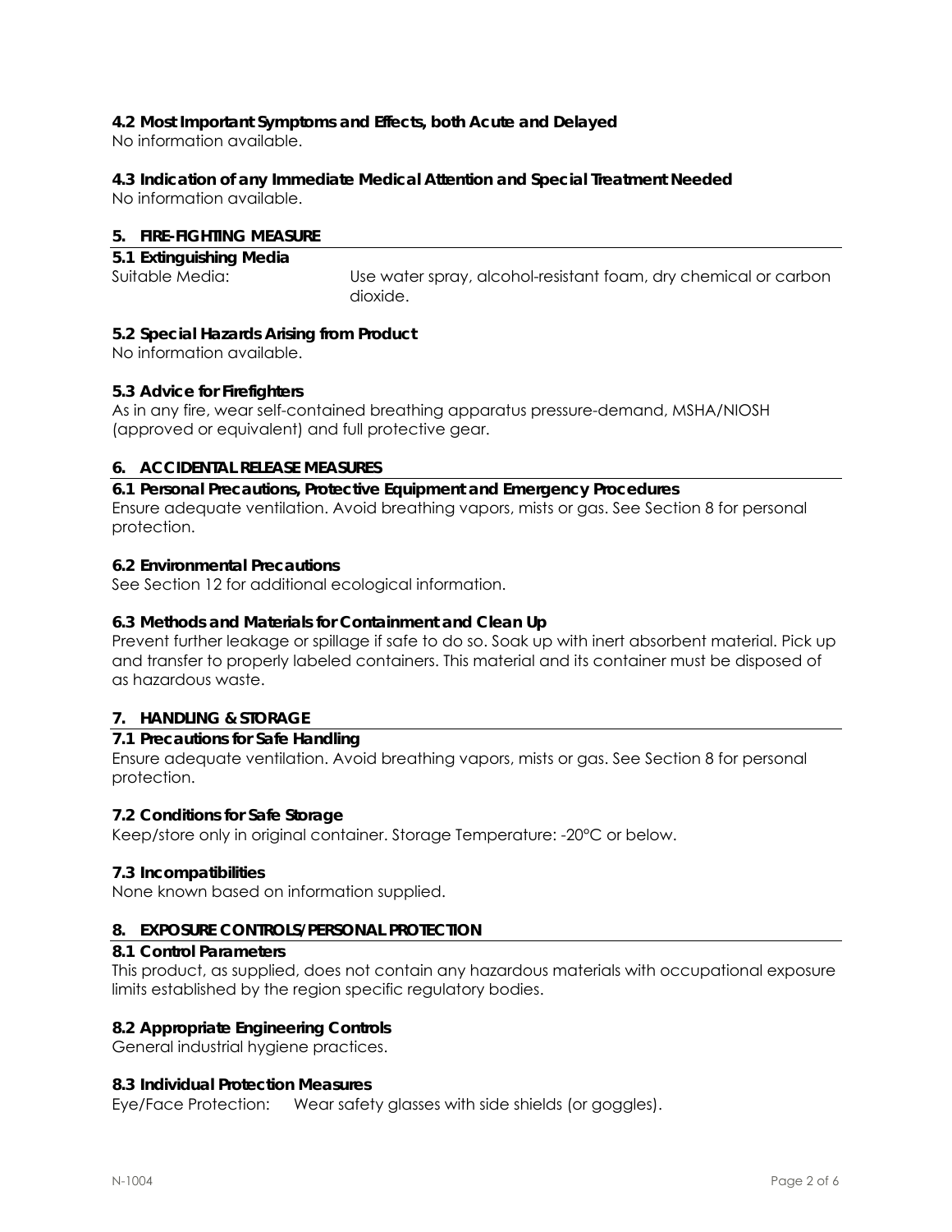### 4.2 Most Important Symptoms and Effects, both Acute and Delayed

No information available.

### 4.3 Indication of any Immediate Medical Attention and Special Treatment Needed

No information available.

## 5. FIRE-FIGHTING MEASURE

### 5.1 Extinguishing Media

Suitable Media: Use water spray, alcohol-resistant foam, dry chemical or carbon dioxide.

### 5.2 Special Hazards Arising from Product

No information available.

### 5.3 Advice for Firefighters

As in any fire, wear self-contained breathing apparatus pressure-demand, MSHA/NIOSH (approved or equivalent) and full protective gear.

## 6. ACCIDENTAL RELEASE MEASURES

### 6.1 Personal Precautions, Protective Equipment and Emergency Procedures

Ensure adequate ventilation. Avoid breathing vapors, mists or gas. See Section 8 for personal protection.

### 6.2 Environmental Precautions

See Section 12 for additional ecological information.

### 6.3 Methods and Materials for Containment and Clean Up

Prevent further leakage or spillage if safe to do so. Soak up with inert absorbent material. Pick up and transfer to properly labeled containers. This material and its container must be disposed of as hazardous waste.

## 7. HANDLING & STORAGE

### 7.1 Precautions for Safe Handling

Ensure adequate ventilation. Avoid breathing vapors, mists or gas. See Section 8 for personal protection.

### 7.2 Conditions for Safe Storage

Keep/store only in original container. Storage Temperature: -20°C or below.

### 7.3 Incompatibilities

None known based on information supplied.

## 8. EXPOSURE CONTROLS/PERSONAL PROTECTION

### 8.1 Control Parameters

This product, as supplied, does not contain any hazardous materials with occupational exposure limits established by the region specific regulatory bodies.

### 8.2 Appropriate Engineering Controls

General industrial hygiene practices.

### 8.3 Individual Protection Measures

Eye/Face Protection: Wear safety glasses with side shields (or goggles).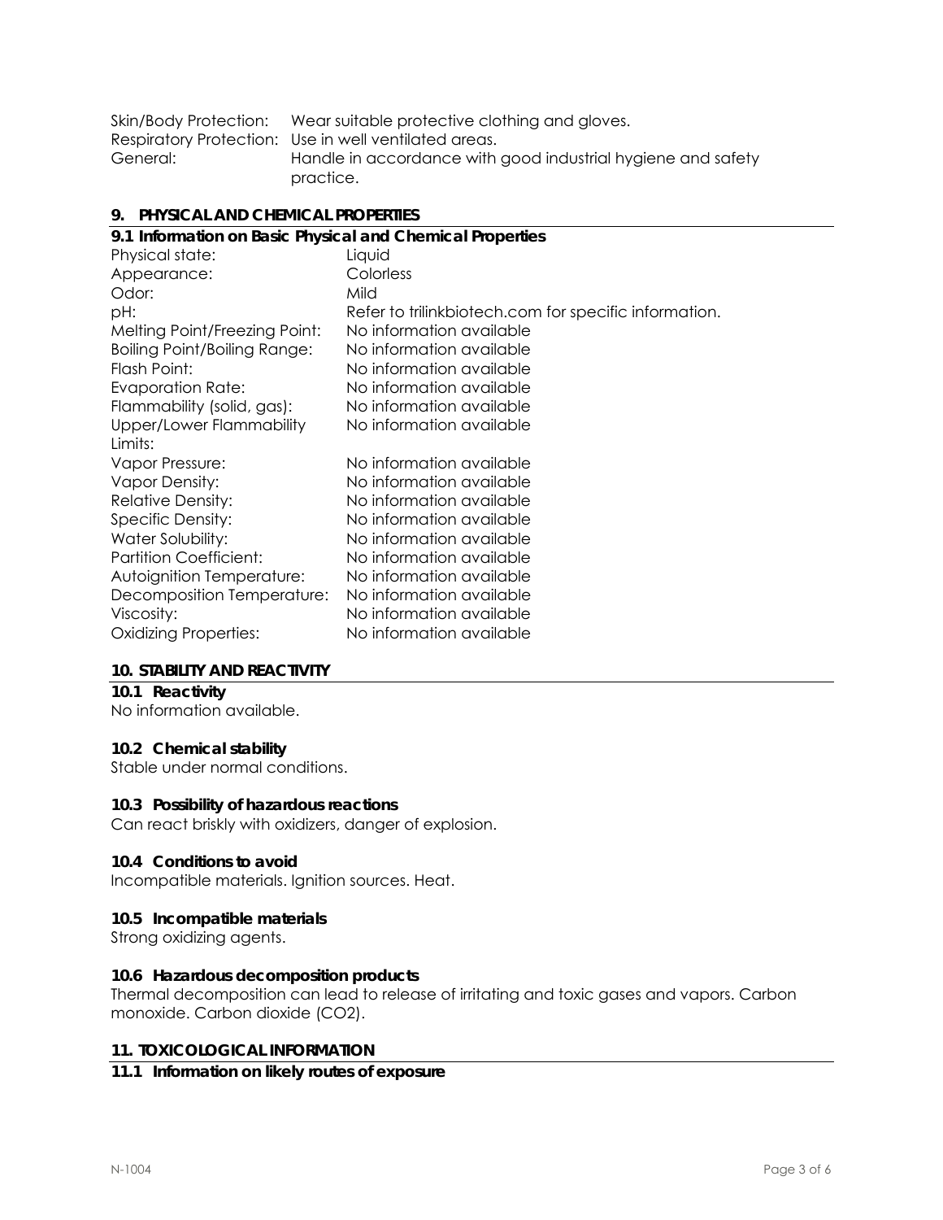| | |
|---|---|
| Skin/Body Protection: | Wear suitable protective clothing and gloves. |
| Respiratory Protection: | Use in well ventilated areas. |
| General: | Handle in accordance with good industrial hygiene and safety practice. |

## 9. PHYSICAL AND CHEMICAL PROPERTIES

### 9.1 Information on Basic Physical and Chemical Properties

| | |
|---|---|
| Physical state: | Liquid |
| Appearance: | Colorless |
| Odor: | Mild |
| pH: | Refer to trilinkbiotech.com for specific information. |
| Melting Point/Freezing Point: | No information available |
| Boiling Point/Boiling Range: | No information available |
| Flash Point: | No information available |
| Evaporation Rate: | No information available |
| Flammability (solid, gas): | No information available |
| Upper/Lower Flammability Limits: | No information available |
| Vapor Pressure: | No information available |
| Vapor Density: | No information available |
| Relative Density: | No information available |
| Specific Density: | No information available |
| Water Solubility: | No information available |
| Partition Coefficient: | No information available |
| Autoignition Temperature: | No information available |
| Decomposition Temperature: | No information available |
| Viscosity: | No information available |
| Oxidizing Properties: | No information available |

## 10. STABILITY AND REACTIVITY

### 10.1 Reactivity

No information available.

### 10.2 Chemical stability

Stable under normal conditions.

### 10.3 Possibility of hazardous reactions

Can react briskly with oxidizers, danger of explosion.

### 10.4 Conditions to avoid

Incompatible materials. Ignition sources. Heat.

### 10.5 Incompatible materials

Strong oxidizing agents.

### 10.6 Hazardous decomposition products

Thermal decomposition can lead to release of irritating and toxic gases and vapors. Carbon monoxide. Carbon dioxide ($CO_2$).

## 11. TOXICOLOGICAL INFORMATION

### 11.1 Information on likely routes of exposure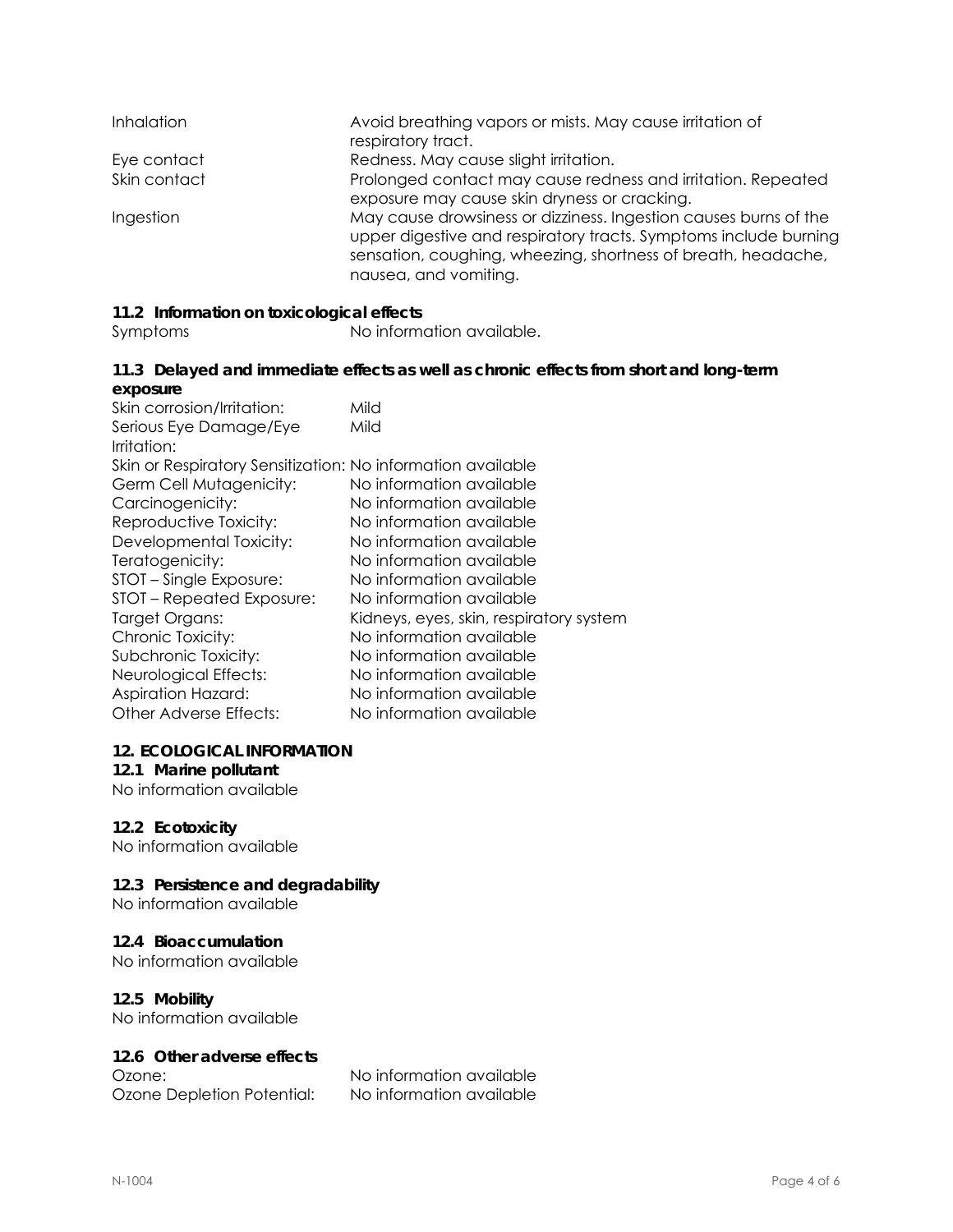| | |
|---|---|
| Inhalation | Avoid breathing vapors or mists. May cause irritation of respiratory tract. |
| Eye contact | Redness. May cause slight irritation. |
| Skin contact | Prolonged contact may cause redness and irritation. Repeated exposure may cause skin dryness or cracking. |
| Ingestion | May cause drowsiness or dizziness. Ingestion causes burns of the upper digestive and respiratory tracts. Symptoms include burning sensation, coughing, wheezing, shortness of breath, headache, nausea, and vomiting. |

### 11.2 Information on toxicological effects

Symptoms No information available.

### 11.3 Delayed and immediate effects as well as chronic effects from short and long-term exposure

| | |
|---|---|
| Skin corrosion/Irritation: | Mild |
| Serious Eye Damage/Eye Irritation: | Mild |
| Skin or Respiratory Sensitization: | No information available |
| Germ Cell Mutagenicity: | No information available |
| Carcinogenicity: | No information available |
| Reproductive Toxicity: | No information available |
| Developmental Toxicity: | No information available |
| Teratogenicity: | No information available |
| STOT – Single Exposure: | No information available |
| STOT – Repeated Exposure: | No information available |
| Target Organs: | Kidneys, eyes, skin, respiratory system |
| Chronic Toxicity: | No information available |
| Subchronic Toxicity: | No information available |
| Neurological Effects: | No information available |
| Aspiration Hazard: | No information available |
| Other Adverse Effects: | No information available |

## 12. ECOLOGICAL INFORMATION

### 12.1 Marine pollutant

No information available

### 12.2 Ecotoxicity

No information available

### 12.3 Persistence and degradability

No information available

### 12.4 Bioaccumulation

No information available

### 12.5 Mobility

No information available

### 12.6 Other adverse effects

| | |
|---|---|
| Ozone: | No information available |
| Ozone Depletion Potential: | No information available |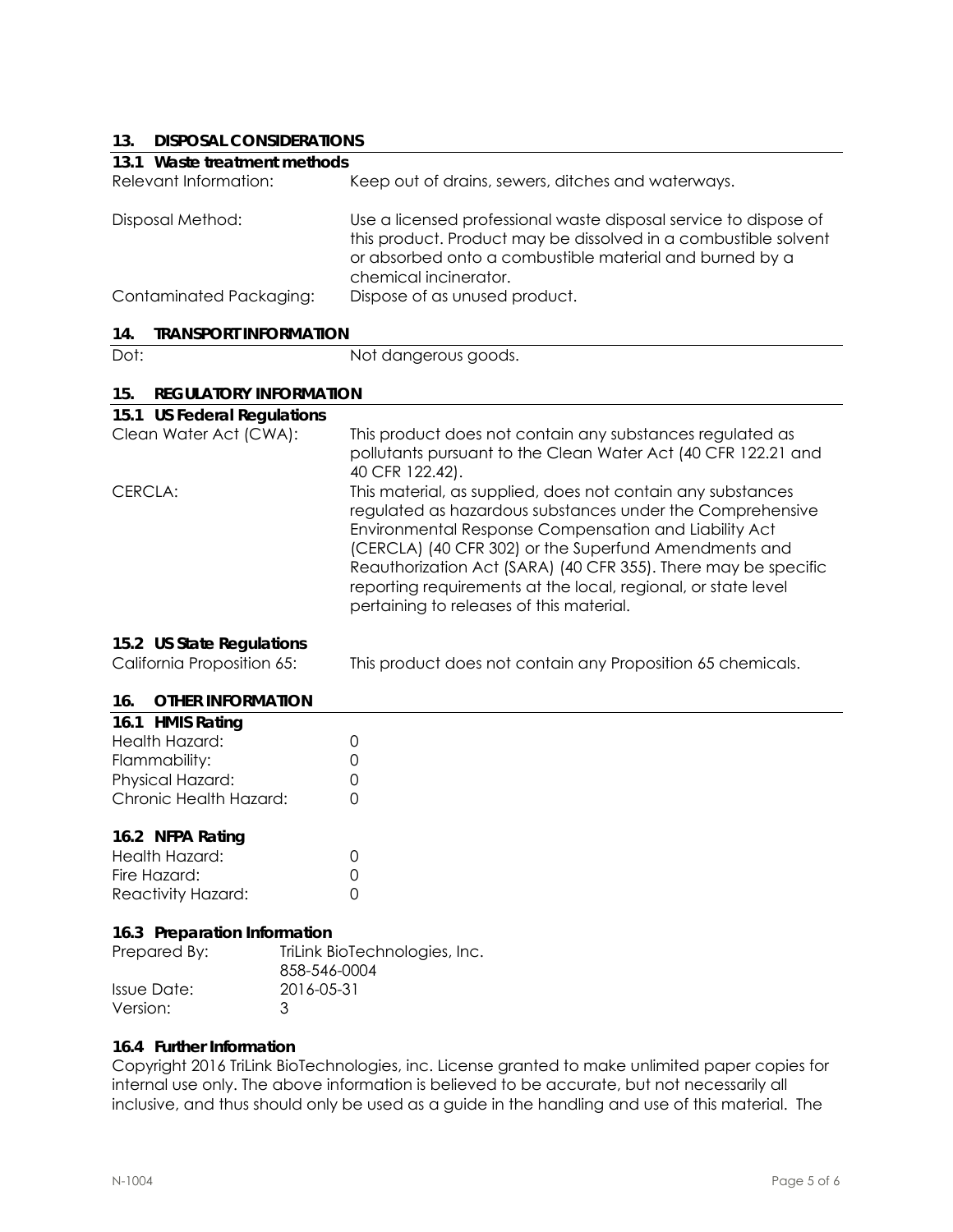## 13. DISPOSAL CONSIDERATIONS

### 13.1 Waste treatment methods

| | |
|---|---|
| Relevant Information: | Keep out of drains, sewers, ditches and waterways. |
| Disposal Method: | Use a licensed professional waste disposal service to dispose of this product. Product may be dissolved in a combustible solvent or absorbed onto a combustible material and burned by a chemical incinerator. |
| Contaminated Packaging: | Dispose of as unused product. |

## 14. TRANSPORT INFORMATION

| | |
|---|---|
| Dot: | Not dangerous goods. |

## 15. REGULATORY INFORMATION

### 15.1 US Federal Regulations

| | |
|---|---|
| Clean Water Act (CWA): | This product does not contain any substances regulated as pollutants pursuant to the Clean Water Act (40 CFR 122.21 and 40 CFR 122.42). |
| CERCLA: | This material, as supplied, does not contain any substances regulated as hazardous substances under the Comprehensive Environmental Response Compensation and Liability Act (CERCLA) (40 CFR 302) or the Superfund Amendments and Reauthorization Act (SARA) (40 CFR 355). There may be specific reporting requirements at the local, regional, or state level pertaining to releases of this material. |

### 15.2 US State Regulations

| | |
|---|---|
| California Proposition 65: | This product does not contain any Proposition 65 chemicals. |

## 16. OTHER INFORMATION

### 16.1 HMIS Rating

| | |
|---|---|
| Health Hazard: | 0 |
| Flammability: | 0 |
| Physical Hazard: | 0 |
| Chronic Health Hazard: | 0 |

### 16.2 NFPA Rating

| | |
|---|---|
| Health Hazard: | 0 |
| Fire Hazard: | 0 |
| Reactivity Hazard: | 0 |

### 16.3 Preparation Information

| | |
|---|---|
| Prepared By: | TriLink BioTechnologies, Inc.<br>858-546-0004 |
| Issue Date: | 2016-05-31 |
| Version: | 3 |

### 16.4 Further Information

Copyright 2016 TriLink BioTechnologies, inc. License granted to make unlimited paper copies for internal use only. The above information is believed to be accurate, but not necessarily all inclusive, and thus should only be used as a guide in the handling and use of this material. The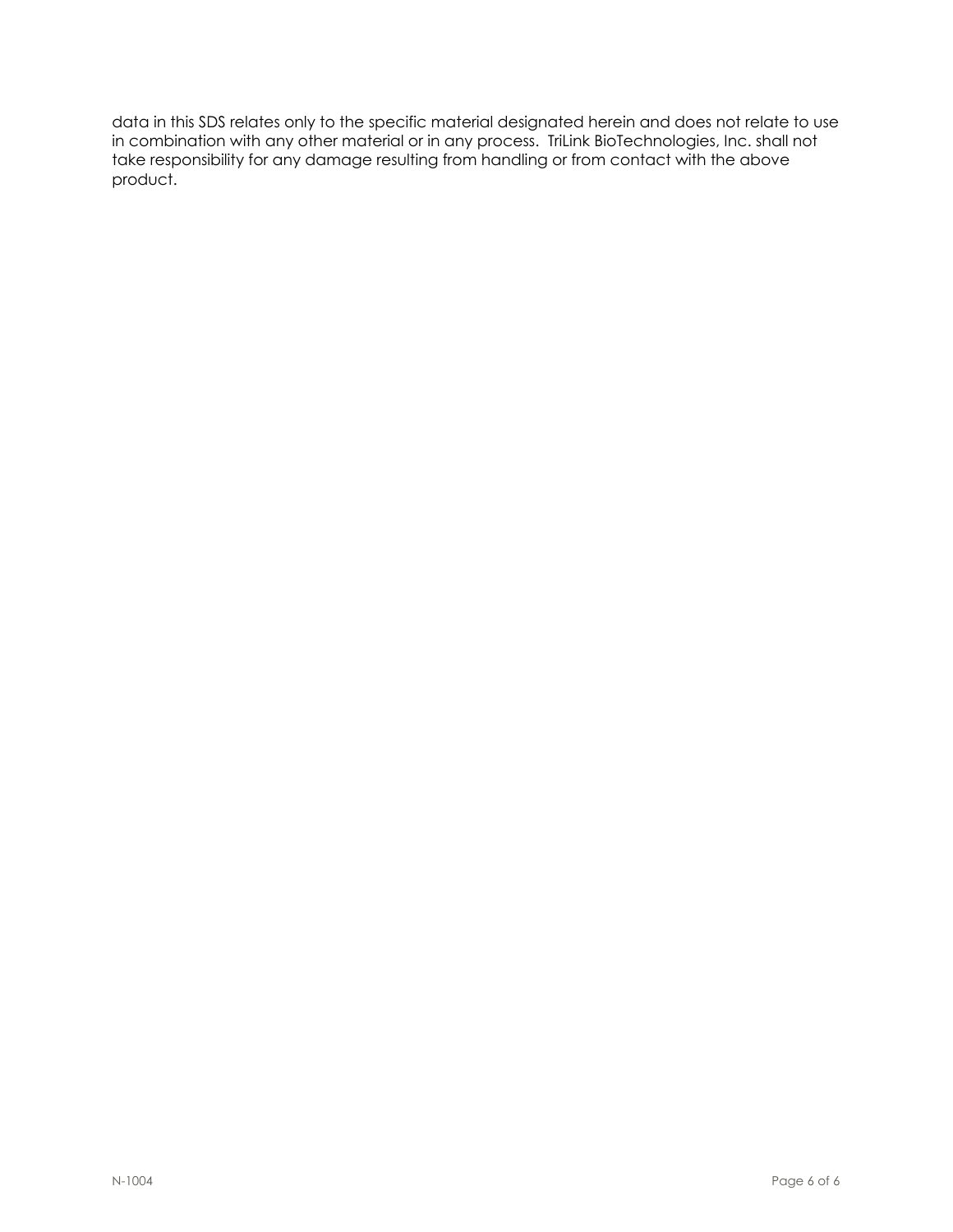data in this SDS relates only to the specific material designated herein and does not relate to use in combination with any other material or in any process. TriLink BioTechnologies, Inc. shall not take responsibility for any damage resulting from handling or from contact with the above product.